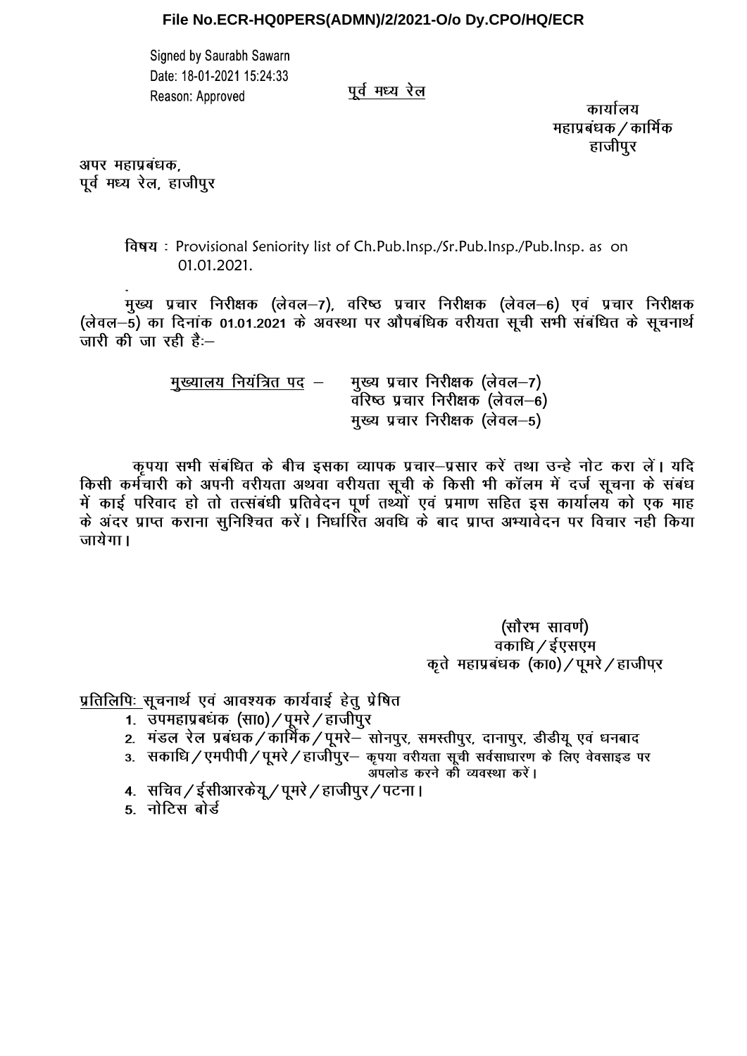**File No.ECR-HQ0PERS(ADMN)/2/2021-O/o Dy.CPO/HQ/ECR**

Signed by Saurabh Sawarn
Date: 18-01-2021 15:24:33
Reason: Approved

<u>पूर्व मध्य रेल</u>

कार्यालय
महाप्रबंधक/कार्मिक
हाजीपुर

अपर महाप्रबंधक,
पूर्व मध्य रेल, हाजीपुर

विषय : Provisional Seniority list of Ch.Pub.Insp./Sr.Pub.Insp./Pub.Insp. as on 01.01.2021.

मुख्य प्रचार निरीक्षक (लेवल–7), वरिष्ठ प्रचार निरीक्षक (लेवल–6) एवं प्रचार निरीक्षक (लेवल–5) का दिनांक **01.01.2021** के अवस्था पर औपबंधिक वरीयता सूची सभी संबंधित के सूचनार्थ जारी की जा रही है:–

<u>मुख्यालय नियंत्रित पद</u> – मुख्य प्रचार निरीक्षक (लेवल–7)
वरिष्ठ प्रचार निरीक्षक (लेवल–6)
मुख्य प्रचार निरीक्षक (लेवल–5)

कृपया सभी संबंधित के बीच इसका व्यापक प्रचार–प्रसार करें तथा उन्हे नोट करा लें। यदि किसी कर्मचारी को अपनी वरीयता अथवा वरीयता सूची के किसी भी कॉलम में दर्ज सूचना के संबंध में काई परिवाद हो तो तत्संबंधी प्रतिवेदन पूर्ण तथ्यों एवं प्रमाण सहित इस कार्यालय को एक माह के अंदर प्राप्त कराना सुनिश्चित करें। निर्धारित अवधि के बाद प्राप्त अभ्यावेदन पर विचार नही किया जायेगा।

(सौरभ सावर्ण)
वकाधि/ईएसएम
कृते महाप्रबंधक (का0)/पूमरे/हाजीपुर

<u>प्रतिलिपिः</u> सूचनार्थ एवं आवश्यक कार्यवाई हेतु प्रेषित

1. उपमहाप्रबंधक (सा0)/पूमरे/हाजीपुर
2. मंडल रेल प्रबंधक/कार्मिक/पूमरे– सोनपुर, समस्तीपुर, दानापुर, डीडीयू एवं धनबाद
3. सकाधि/एमपीपी/पूमरे/हाजीपुर– कृपया वरीयता सूची सर्वसाधारण के लिए वेवसाइड पर अपलोड करने की व्यवस्था करें।
4. सचिव/ईसीआरकेयू/पूमरे/हाजीपुर/पटना।
5. नोटिस बोर्ड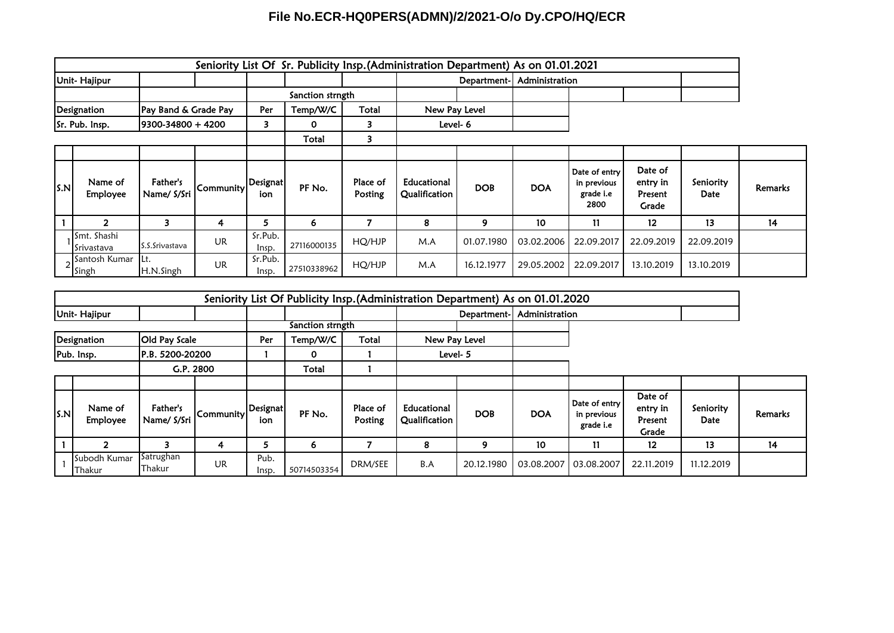**File No.ECR-HQ0PERS(ADMN)/2/2021-O/o Dy.CPO/HQ/ECR**

## Seniority List Of Sr. Publicity Insp.(Administration Department) As on 01.01.2021

Unit- Hajipur | Department- Administration

| Designation | Pay Band & Grade Pay | Per | Temp/W/C | Total | New Pay Level |
|---|---|---|---|---|---|
| | | Sanction strngth | | | |
| Sr. Pub. Insp. | 9300-34800 + 4200 | 3 | 0 | 3 | Level- 6 |
| | | | Total | 3 | |

| S.N | Name of Employee | Father's Name/ S/Sri | Community | Designation | PF No. | Place of Posting | Educational Qualification | DOB | DOA | Date of entry in previous grade i.e 2800 | Date of entry in Present Grade | Seniority Date | Remarks |
|---|---|---|---|---|---|---|---|---|---|---|---|---|---|
| 1 | 2 | 3 | 4 | 5 | 6 | 7 | 8 | 9 | 10 | 11 | 12 | 13 | 14 |
| 1 | Smt. Shashi Srivastava | S.S.Srivastava | UR | Sr.Pub. Insp. | 27116000135 | HQ/HJP | M.A | 01.07.1980 | 03.02.2006 | 22.09.2017 | 22.09.2019 | 22.09.2019 | |
| 2 | Santosh Kumar Singh | Lt. H.N.Singh | UR | Sr.Pub. Insp. | 27510338962 | HQ/HJP | M.A | 16.12.1977 | 29.05.2002 | 22.09.2017 | 13.10.2019 | 13.10.2019 | |

## Seniority List Of Publicity Insp.(Administration Department) As on 01.01.2020

Unit- Hajipur | Department- Administration

| Designation | Old Pay Scale | Per | Temp/W/C | Total | New Pay Level |
|---|---|---|---|---|---|
| | | Sanction strngth | | | |
| Pub. Insp. | P.B. 5200-20200 | 1 | 0 | 1 | Level- 5 |
| | G.P. 2800 | | Total | 1 | |

| S.N | Name of Employee | Father's Name/ S/Sri | Community | Designation | PF No. | Place of Posting | Educational Qualification | DOB | DOA | Date of entry in previous grade i.e | Date of entry in Present Grade | Seniority Date | Remarks |
|---|---|---|---|---|---|---|---|---|---|---|---|---|---|
| 1 | 2 | 3 | 4 | 5 | 6 | 7 | 8 | 9 | 10 | 11 | 12 | 13 | 14 |
| 1 | Subodh Kumar Thakur | Satrughan Thakur | UR | Pub. Insp. | 50714503354 | DRM/SEE | B.A | 20.12.1980 | 03.08.2007 | 03.08.2007 | 22.11.2019 | 11.12.2019 | |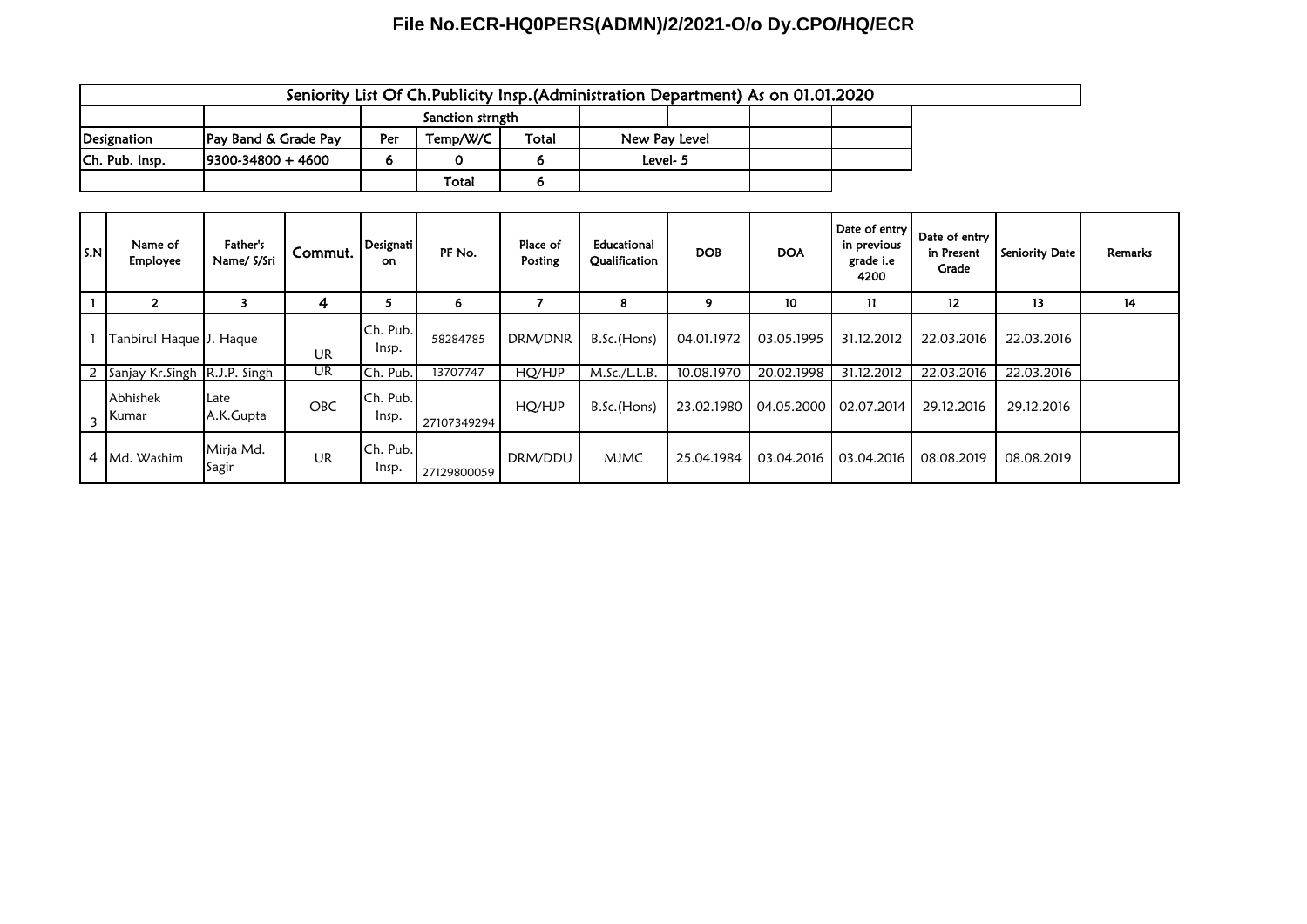File No.ECR-HQ0PERS(ADMN)/2/2021-O/o Dy.CPO/HQ/ECR

## Seniority List Of Ch.Publicity Insp.(Administration Department) As on 01.01.2020

| | | Sanction strngth | | | | | |
|---|---|---|---|---|---|---|---|
| Designation | Pay Band & Grade Pay | Per | Temp/W/C | Total | New Pay Level | | |
| Ch. Pub. Insp. | 9300-34800 + 4600 | 6 | 0 | 6 | Level- 5 | | |
| | | | Total | 6 | | | |

| S.N | Name of Employee | Father's Name/ S/Sri | Commut. | Designation | PF No. | Place of Posting | Educational Qualification | DOB | DOA | Date of entry in previous grade i.e 4200 | Date of entry in Present Grade | Seniority Date | Remarks |
|---|---|---|---|---|---|---|---|---|---|---|---|---|---|
| 1 | 2 | 3 | 4 | 5 | 6 | 7 | 8 | 9 | 10 | 11 | 12 | 13 | 14 |
| 1 | Tanbirul Haque | J. Haque | UR | Ch. Pub. Insp. | 58284785 | DRM/DNR | B.Sc.(Hons) | 04.01.1972 | 03.05.1995 | 31.12.2012 | 22.03.2016 | 22.03.2016 | |
| 2 | Sanjay Kr.Singh | R.J.P. Singh | UR | Ch. Pub. | 13707747 | HQ/HJP | M.Sc./L.L.B. | 10.08.1970 | 20.02.1998 | 31.12.2012 | 22.03.2016 | 22.03.2016 | |
| 3 | Abhishek Kumar | Late A.K.Gupta | OBC | Ch. Pub. Insp. | 27107349294 | HQ/HJP | B.Sc.(Hons) | 23.02.1980 | 04.05.2000 | 02.07.2014 | 29.12.2016 | 29.12.2016 | |
| 4 | Md. Washim | Mirja Md. Sagir | UR | Ch. Pub. Insp. | 27129800059 | DRM/DDU | MJMC | 25.04.1984 | 03.04.2016 | 03.04.2016 | 08.08.2019 | 08.08.2019 | |